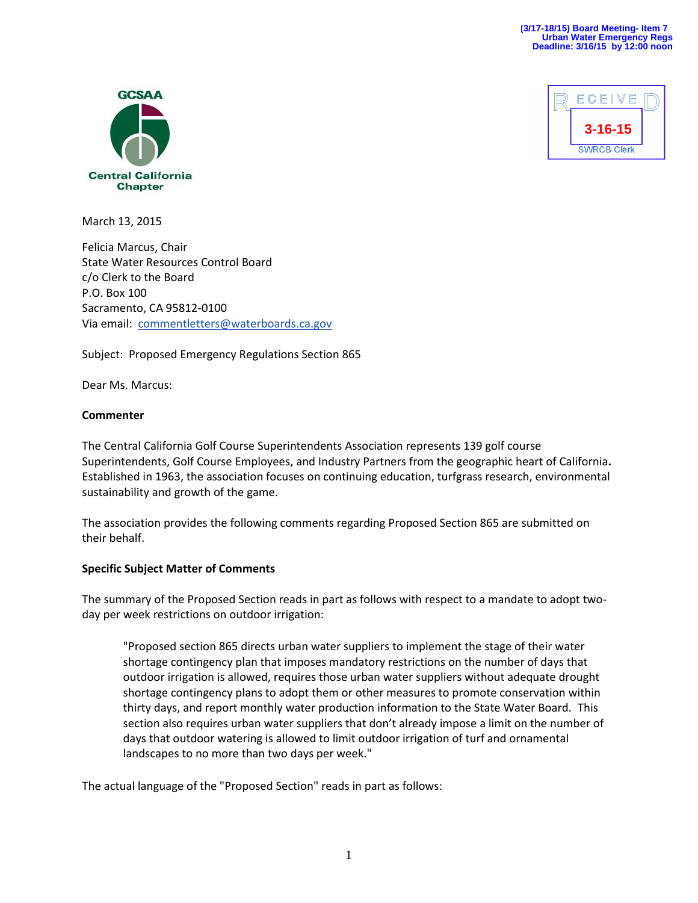(3/17-18/15) Board Meeting- Item 7
Urban Water Emergency Regs
Deadline: 3/16/15 by 12:00 noon

GCSAA
Central California Chapter

RECEIVED
3-16-15
SWRCB Clerk

March 13, 2015

Felicia Marcus, Chair
State Water Resources Control Board
c/o Clerk to the Board
P.O. Box 100
Sacramento, CA 95812-0100
Via email: commentletters@waterboards.ca.gov

Subject: Proposed Emergency Regulations Section 865

Dear Ms. Marcus:

**Commenter**

The Central California Golf Course Superintendents Association represents 139 golf course Superintendents, Golf Course Employees, and Industry Partners from the geographic heart of California. Established in 1963, the association focuses on continuing education, turfgrass research, environmental sustainability and growth of the game.

The association provides the following comments regarding Proposed Section 865 are submitted on their behalf.

**Specific Subject Matter of Comments**

The summary of the Proposed Section reads in part as follows with respect to a mandate to adopt two-day per week restrictions on outdoor irrigation:

> "Proposed section 865 directs urban water suppliers to implement the stage of their water shortage contingency plan that imposes mandatory restrictions on the number of days that outdoor irrigation is allowed, requires those urban water suppliers without adequate drought shortage contingency plans to adopt them or other measures to promote conservation within thirty days, and report monthly water production information to the State Water Board. This section also requires urban water suppliers that don't already impose a limit on the number of days that outdoor watering is allowed to limit outdoor irrigation of turf and ornamental landscapes to no more than two days per week."

The actual language of the "Proposed Section" reads in part as follows: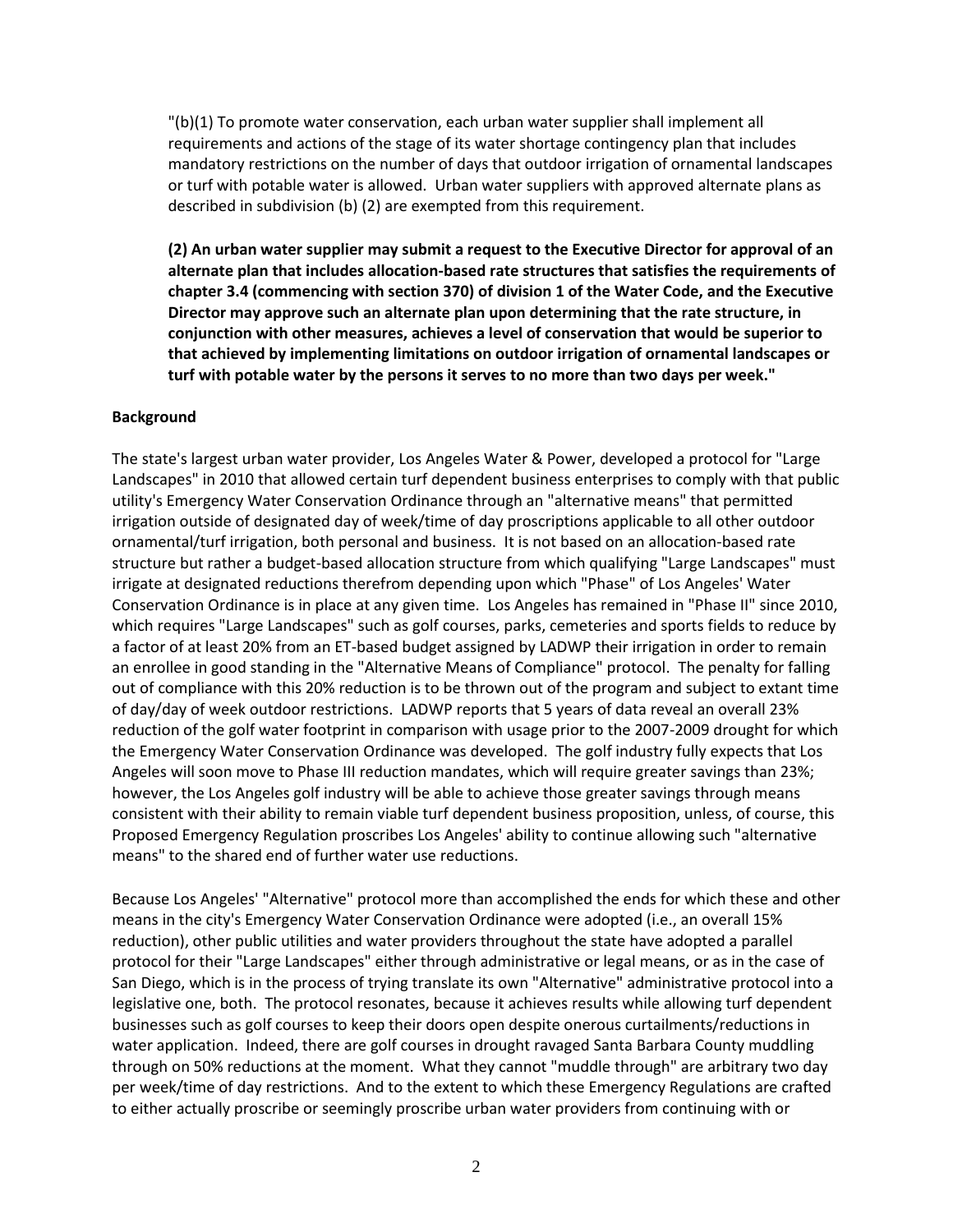"(b)(1) To promote water conservation, each urban water supplier shall implement all requirements and actions of the stage of its water shortage contingency plan that includes mandatory restrictions on the number of days that outdoor irrigation of ornamental landscapes or turf with potable water is allowed. Urban water suppliers with approved alternate plans as described in subdivision (b) (2) are exempted from this requirement.

**(2) An urban water supplier may submit a request to the Executive Director for approval of an alternate plan that includes allocation-based rate structures that satisfies the requirements of chapter 3.4 (commencing with section 370) of division 1 of the Water Code, and the Executive Director may approve such an alternate plan upon determining that the rate structure, in conjunction with other measures, achieves a level of conservation that would be superior to that achieved by implementing limitations on outdoor irrigation of ornamental landscapes or turf with potable water by the persons it serves to no more than two days per week."**

**Background**

The state's largest urban water provider, Los Angeles Water & Power, developed a protocol for "Large Landscapes" in 2010 that allowed certain turf dependent business enterprises to comply with that public utility's Emergency Water Conservation Ordinance through an "alternative means" that permitted irrigation outside of designated day of week/time of day proscriptions applicable to all other outdoor ornamental/turf irrigation, both personal and business. It is not based on an allocation-based rate structure but rather a budget-based allocation structure from which qualifying "Large Landscapes" must irrigate at designated reductions therefrom depending upon which "Phase" of Los Angeles' Water Conservation Ordinance is in place at any given time. Los Angeles has remained in "Phase II" since 2010, which requires "Large Landscapes" such as golf courses, parks, cemeteries and sports fields to reduce by a factor of at least 20% from an ET-based budget assigned by LADWP their irrigation in order to remain an enrollee in good standing in the "Alternative Means of Compliance" protocol. The penalty for falling out of compliance with this 20% reduction is to be thrown out of the program and subject to extant time of day/day of week outdoor restrictions. LADWP reports that 5 years of data reveal an overall 23% reduction of the golf water footprint in comparison with usage prior to the 2007-2009 drought for which the Emergency Water Conservation Ordinance was developed. The golf industry fully expects that Los Angeles will soon move to Phase III reduction mandates, which will require greater savings than 23%; however, the Los Angeles golf industry will be able to achieve those greater savings through means consistent with their ability to remain viable turf dependent business proposition, unless, of course, this Proposed Emergency Regulation proscribes Los Angeles' ability to continue allowing such "alternative means" to the shared end of further water use reductions.

Because Los Angeles' "Alternative" protocol more than accomplished the ends for which these and other means in the city's Emergency Water Conservation Ordinance were adopted (i.e., an overall 15% reduction), other public utilities and water providers throughout the state have adopted a parallel protocol for their "Large Landscapes" either through administrative or legal means, or as in the case of San Diego, which is in the process of trying translate its own "Alternative" administrative protocol into a legislative one, both. The protocol resonates, because it achieves results while allowing turf dependent businesses such as golf courses to keep their doors open despite onerous curtailments/reductions in water application. Indeed, there are golf courses in drought ravaged Santa Barbara County muddling through on 50% reductions at the moment. What they cannot "muddle through" are arbitrary two day per week/time of day restrictions. And to the extent to which these Emergency Regulations are crafted to either actually proscribe or seemingly proscribe urban water providers from continuing with or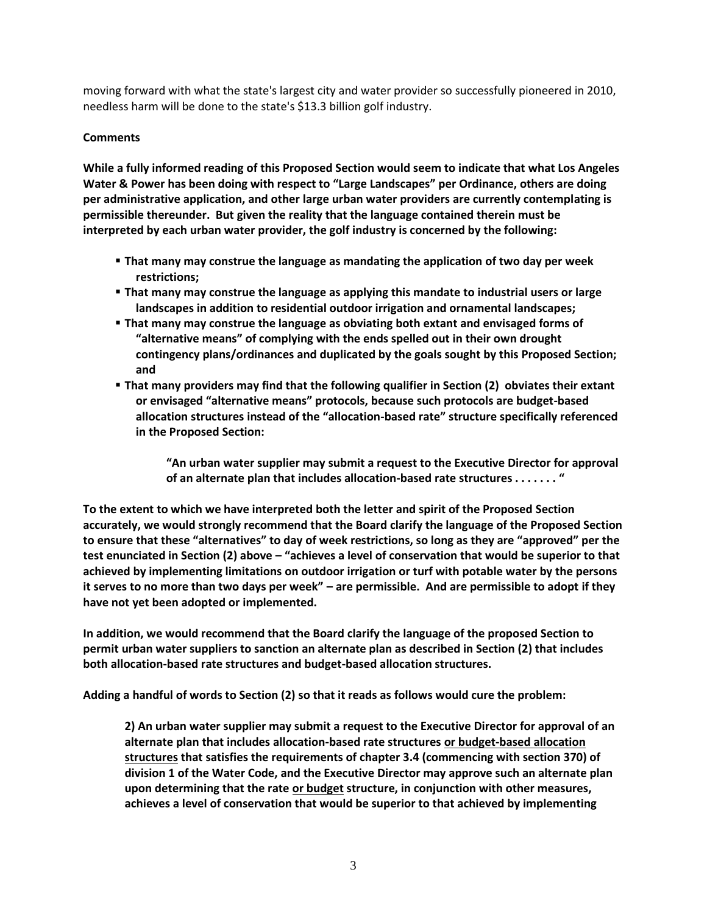moving forward with what the state's largest city and water provider so successfully pioneered in 2010, needless harm will be done to the state's $13.3 billion golf industry.

**Comments**

**While a fully informed reading of this Proposed Section would seem to indicate that what Los Angeles Water & Power has been doing with respect to "Large Landscapes" per Ordinance, others are doing per administrative application, and other large urban water providers are currently contemplating is permissible thereunder. But given the reality that the language contained therein must be interpreted by each urban water provider, the golf industry is concerned by the following:**

- **That many may construe the language as mandating the application of two day per week restrictions;**
- **That many may construe the language as applying this mandate to industrial users or large landscapes in addition to residential outdoor irrigation and ornamental landscapes;**
- **That many may construe the language as obviating both extant and envisaged forms of "alternative means" of complying with the ends spelled out in their own drought contingency plans/ordinances and duplicated by the goals sought by this Proposed Section; and**
- **That many providers may find that the following qualifier in Section (2) obviates their extant or envisaged "alternative means" protocols, because such protocols are budget-based allocation structures instead of the "allocation-based rate" structure specifically referenced in the Proposed Section:**

> **"An urban water supplier may submit a request to the Executive Director for approval of an alternate plan that includes allocation-based rate structures . . . . . . . "**

**To the extent to which we have interpreted both the letter and spirit of the Proposed Section accurately, we would strongly recommend that the Board clarify the language of the Proposed Section to ensure that these "alternatives" to day of week restrictions, so long as they are "approved" per the test enunciated in Section (2) above – "achieves a level of conservation that would be superior to that achieved by implementing limitations on outdoor irrigation or turf with potable water by the persons it serves to no more than two days per week" – are permissible. And are permissible to adopt if they have not yet been adopted or implemented.**

**In addition, we would recommend that the Board clarify the language of the proposed Section to permit urban water suppliers to sanction an alternate plan as described in Section (2) that includes both allocation-based rate structures and budget-based allocation structures.**

**Adding a handful of words to Section (2) so that it reads as follows would cure the problem:**

> **2) An urban water supplier may submit a request to the Executive Director for approval of an alternate plan that includes allocation-based rate structures <u>or budget-based allocation structures</u> that satisfies the requirements of chapter 3.4 (commencing with section 370) of division 1 of the Water Code, and the Executive Director may approve such an alternate plan upon determining that the rate <u>or budget</u> structure, in conjunction with other measures, achieves a level of conservation that would be superior to that achieved by implementing**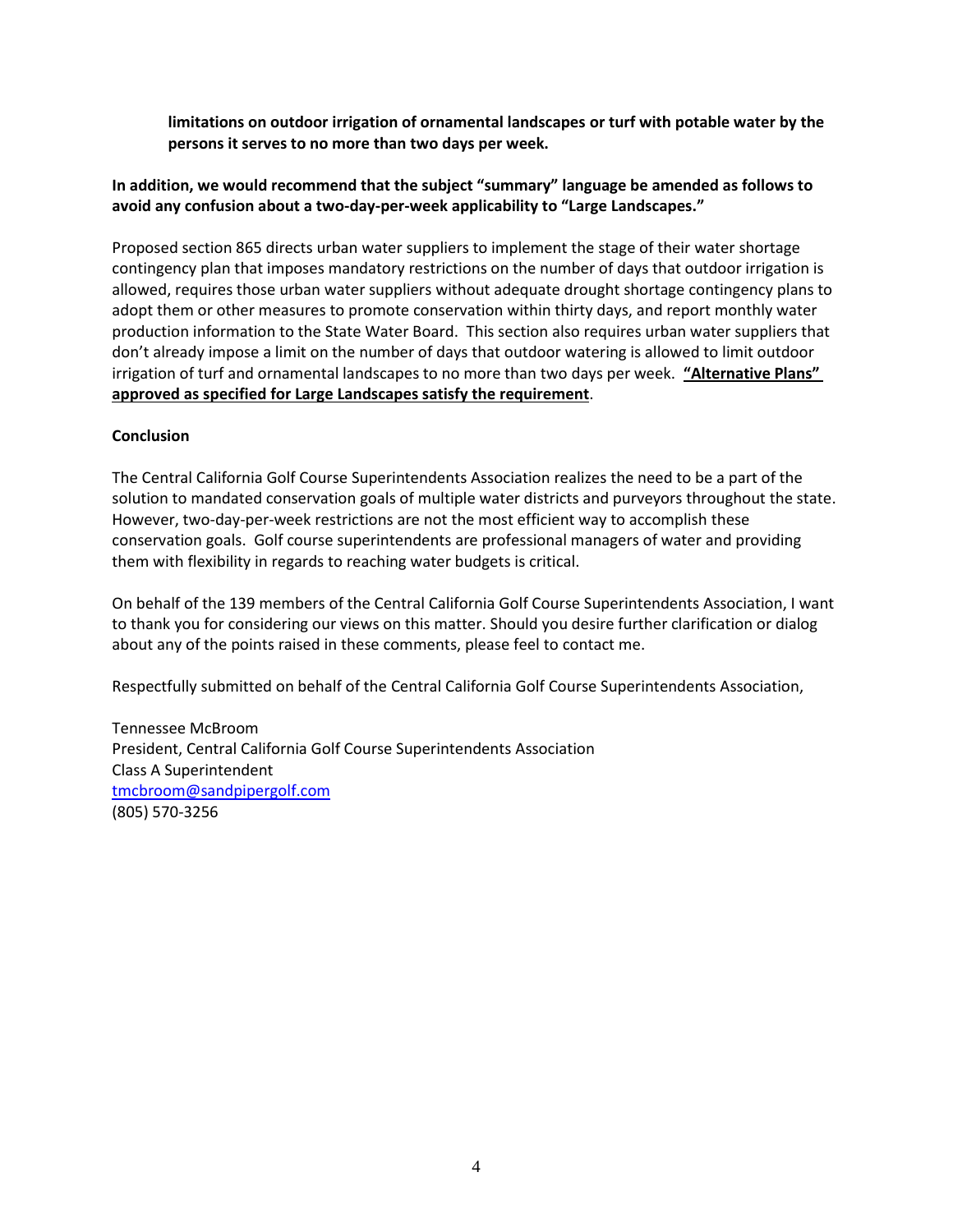**limitations on outdoor irrigation of ornamental landscapes or turf with potable water by the persons it serves to no more than two days per week.**

**In addition, we would recommend that the subject "summary" language be amended as follows to avoid any confusion about a two-day-per-week applicability to "Large Landscapes."**

Proposed section 865 directs urban water suppliers to implement the stage of their water shortage contingency plan that imposes mandatory restrictions on the number of days that outdoor irrigation is allowed, requires those urban water suppliers without adequate drought shortage contingency plans to adopt them or other measures to promote conservation within thirty days, and report monthly water production information to the State Water Board. This section also requires urban water suppliers that don't already impose a limit on the number of days that outdoor watering is allowed to limit outdoor irrigation of turf and ornamental landscapes to no more than two days per week. **<u>"Alternative Plans" approved as specified for Large Landscapes satisfy the requirement</u>**.

**Conclusion**

The Central California Golf Course Superintendents Association realizes the need to be a part of the solution to mandated conservation goals of multiple water districts and purveyors throughout the state. However, two-day-per-week restrictions are not the most efficient way to accomplish these conservation goals. Golf course superintendents are professional managers of water and providing them with flexibility in regards to reaching water budgets is critical.

On behalf of the 139 members of the Central California Golf Course Superintendents Association, I want to thank you for considering our views on this matter. Should you desire further clarification or dialog about any of the points raised in these comments, please feel to contact me.

Respectfully submitted on behalf of the Central California Golf Course Superintendents Association,

Tennessee McBroom
President, Central California Golf Course Superintendents Association
Class A Superintendent
tmcbroom@sandpipergolf.com
(805) 570-3256